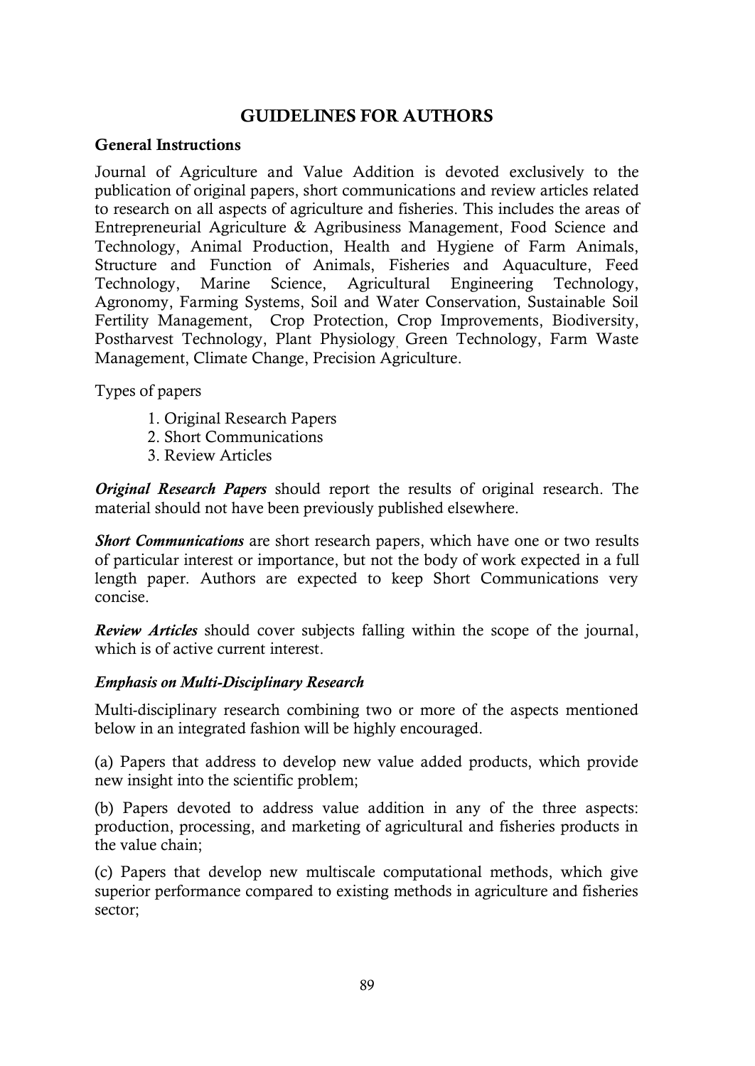# GUIDELINES FOR AUTHORS

## General Instructions

Journal of Agriculture and Value Addition is devoted exclusively to the publication of original papers, short communications and review articles related to research on all aspects of agriculture and fisheries. This includes the areas of Entrepreneurial Agriculture & Agribusiness Management, Food Science and Technology, Animal Production, Health and Hygiene of Farm Animals, Structure and Function of Animals, Fisheries and Aquaculture, Feed Technology, Marine Science, Agricultural Engineering Technology, Agronomy, Farming Systems, Soil and Water Conservation, Sustainable Soil Fertility Management, Crop Protection, Crop Improvements, Biodiversity, Postharvest Technology, Plant Physiology, Green Technology, Farm Waste Management, Climate Change, Precision Agriculture.

Types of papers

1. Original Research Papers
2. Short Communications
3. Review Articles

***Original Research Papers*** should report the results of original research. The material should not have been previously published elsewhere.

***Short Communications*** are short research papers, which have one or two results of particular interest or importance, but not the body of work expected in a full length paper. Authors are expected to keep Short Communications very concise.

***Review Articles*** should cover subjects falling within the scope of the journal, which is of active current interest.

### *Emphasis on Multi-Disciplinary Research*

Multi-disciplinary research combining two or more of the aspects mentioned below in an integrated fashion will be highly encouraged.

(a) Papers that address to develop new value added products, which provide new insight into the scientific problem;

(b) Papers devoted to address value addition in any of the three aspects: production, processing, and marketing of agricultural and fisheries products in the value chain;

(c) Papers that develop new multiscale computational methods, which give superior performance compared to existing methods in agriculture and fisheries sector;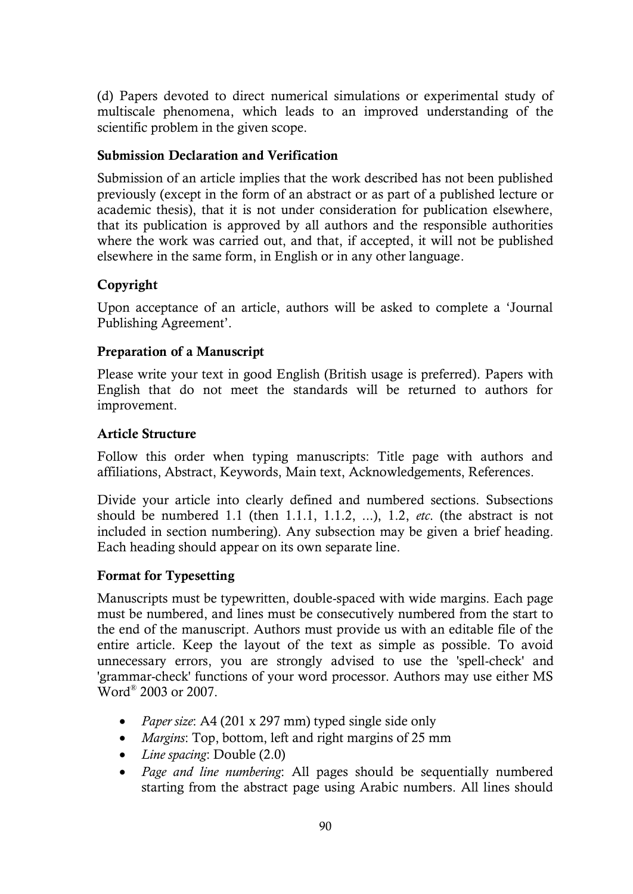(d) Papers devoted to direct numerical simulations or experimental study of multiscale phenomena, which leads to an improved understanding of the scientific problem in the given scope.

**Submission Declaration and Verification**

Submission of an article implies that the work described has not been published previously (except in the form of an abstract or as part of a published lecture or academic thesis), that it is not under consideration for publication elsewhere, that its publication is approved by all authors and the responsible authorities where the work was carried out, and that, if accepted, it will not be published elsewhere in the same form, in English or in any other language.

**Copyright**

Upon acceptance of an article, authors will be asked to complete a 'Journal Publishing Agreement'.

**Preparation of a Manuscript**

Please write your text in good English (British usage is preferred). Papers with English that do not meet the standards will be returned to authors for improvement.

**Article Structure**

Follow this order when typing manuscripts: Title page with authors and affiliations, Abstract, Keywords, Main text, Acknowledgements, References.

Divide your article into clearly defined and numbered sections. Subsections should be numbered 1.1 (then 1.1.1, 1.1.2, ...), 1.2, *etc.* (the abstract is not included in section numbering). Any subsection may be given a brief heading. Each heading should appear on its own separate line.

**Format for Typesetting**

Manuscripts must be typewritten, double-spaced with wide margins. Each page must be numbered, and lines must be consecutively numbered from the start to the end of the manuscript. Authors must provide us with an editable file of the entire article. Keep the layout of the text as simple as possible. To avoid unnecessary errors, you are strongly advised to use the 'spell-check' and 'grammar-check' functions of your word processor. Authors may use either MS Word® 2003 or 2007.

- *Paper size*: A4 (201 x 297 mm) typed single side only
- *Margins*: Top, bottom, left and right margins of 25 mm
- *Line spacing*: Double (2.0)
- *Page and line numbering*: All pages should be sequentially numbered starting from the abstract page using Arabic numbers. All lines should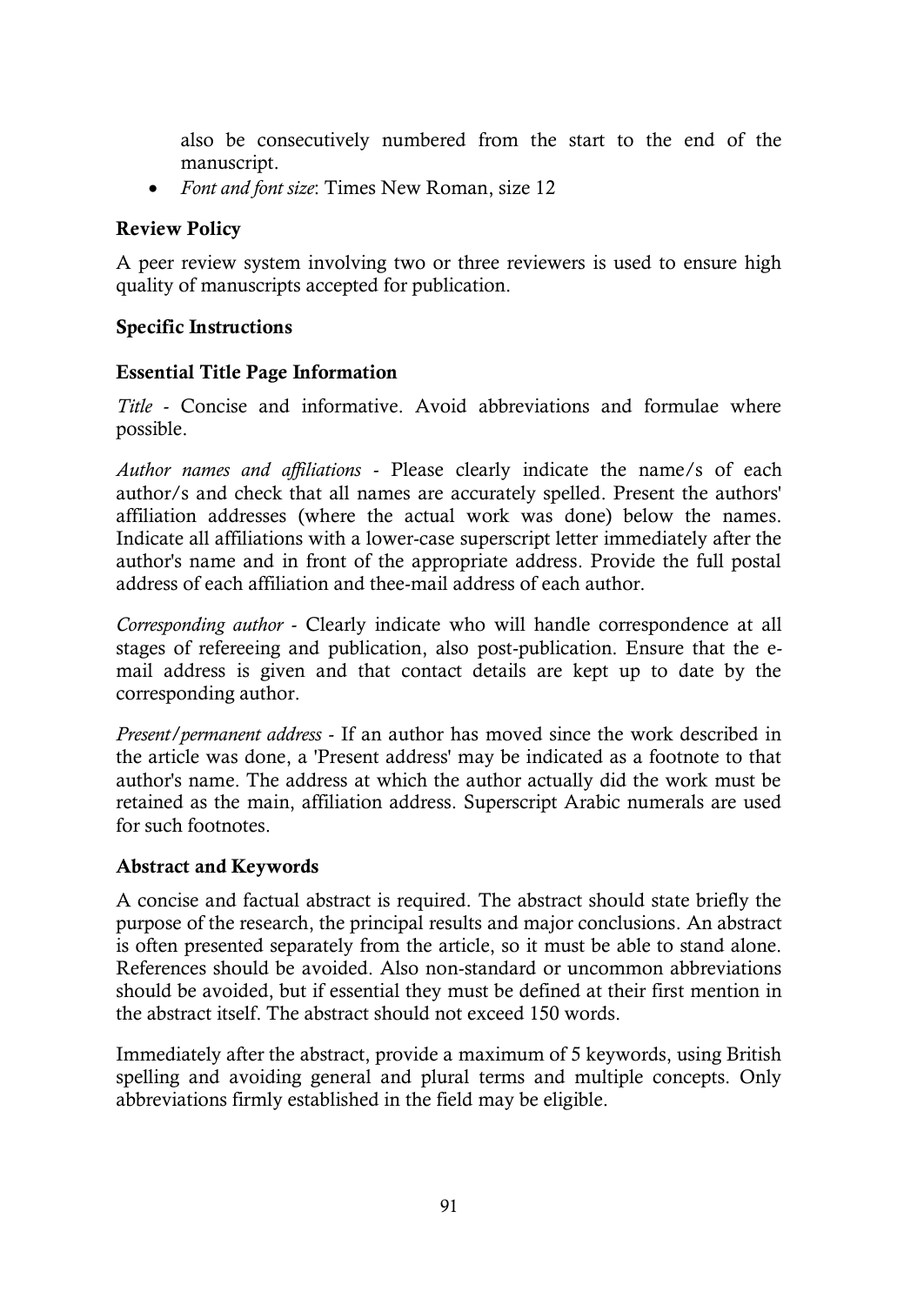also be consecutively numbered from the start to the end of the manuscript.

- *Font and font size*: Times New Roman, size 12

## Review Policy

A peer review system involving two or three reviewers is used to ensure high quality of manuscripts accepted for publication.

## Specific Instructions

### Essential Title Page Information

*Title* - Concise and informative. Avoid abbreviations and formulae where possible.

*Author names and affiliations* - Please clearly indicate the name/s of each author/s and check that all names are accurately spelled. Present the authors' affiliation addresses (where the actual work was done) below the names. Indicate all affiliations with a lower-case superscript letter immediately after the author's name and in front of the appropriate address. Provide the full postal address of each affiliation and thee-mail address of each author.

*Corresponding author* - Clearly indicate who will handle correspondence at all stages of refereeing and publication, also post-publication. Ensure that the e-mail address is given and that contact details are kept up to date by the corresponding author.

*Present/permanent address* - If an author has moved since the work described in the article was done, a 'Present address' may be indicated as a footnote to that author's name. The address at which the author actually did the work must be retained as the main, affiliation address. Superscript Arabic numerals are used for such footnotes.

### Abstract and Keywords

A concise and factual abstract is required. The abstract should state briefly the purpose of the research, the principal results and major conclusions. An abstract is often presented separately from the article, so it must be able to stand alone. References should be avoided. Also non-standard or uncommon abbreviations should be avoided, but if essential they must be defined at their first mention in the abstract itself. The abstract should not exceed 150 words.

Immediately after the abstract, provide a maximum of 5 keywords, using British spelling and avoiding general and plural terms and multiple concepts. Only abbreviations firmly established in the field may be eligible.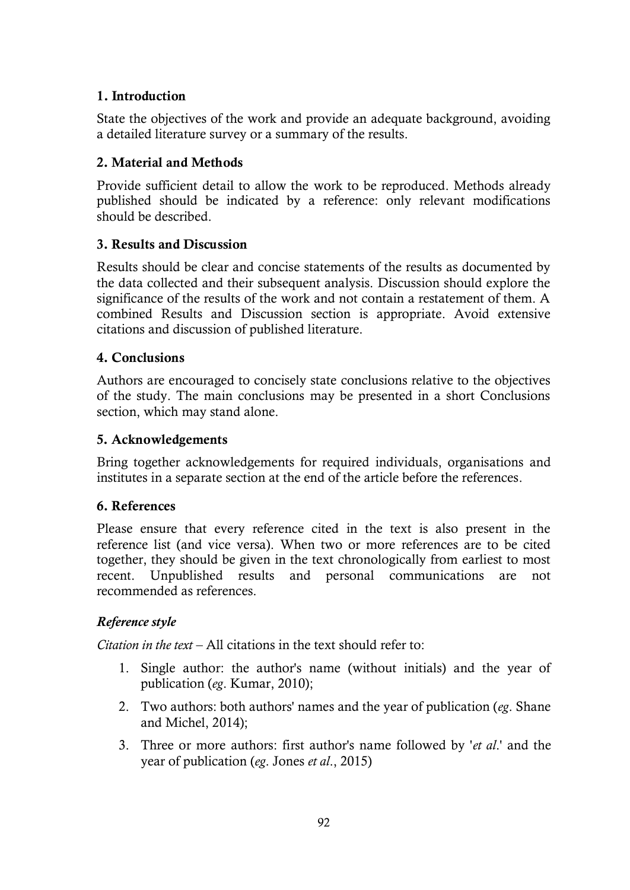**1. Introduction**

State the objectives of the work and provide an adequate background, avoiding a detailed literature survey or a summary of the results.

**2. Material and Methods**

Provide sufficient detail to allow the work to be reproduced. Methods already published should be indicated by a reference: only relevant modifications should be described.

**3. Results and Discussion**

Results should be clear and concise statements of the results as documented by the data collected and their subsequent analysis. Discussion should explore the significance of the results of the work and not contain a restatement of them. A combined Results and Discussion section is appropriate. Avoid extensive citations and discussion of published literature.

**4. Conclusions**

Authors are encouraged to concisely state conclusions relative to the objectives of the study. The main conclusions may be presented in a short Conclusions section, which may stand alone.

**5. Acknowledgements**

Bring together acknowledgements for required individuals, organisations and institutes in a separate section at the end of the article before the references.

**6. References**

Please ensure that every reference cited in the text is also present in the reference list (and vice versa). When two or more references are to be cited together, they should be given in the text chronologically from earliest to most recent. Unpublished results and personal communications are not recommended as references.

***Reference style***

*Citation in the text* – All citations in the text should refer to:

1. Single author: the author's name (without initials) and the year of publication (*eg*. Kumar, 2010);
2. Two authors: both authors' names and the year of publication (*eg*. Shane and Michel, 2014);
3. Three or more authors: first author's name followed by '*et al*.' and the year of publication (*eg*. Jones *et al*., 2015)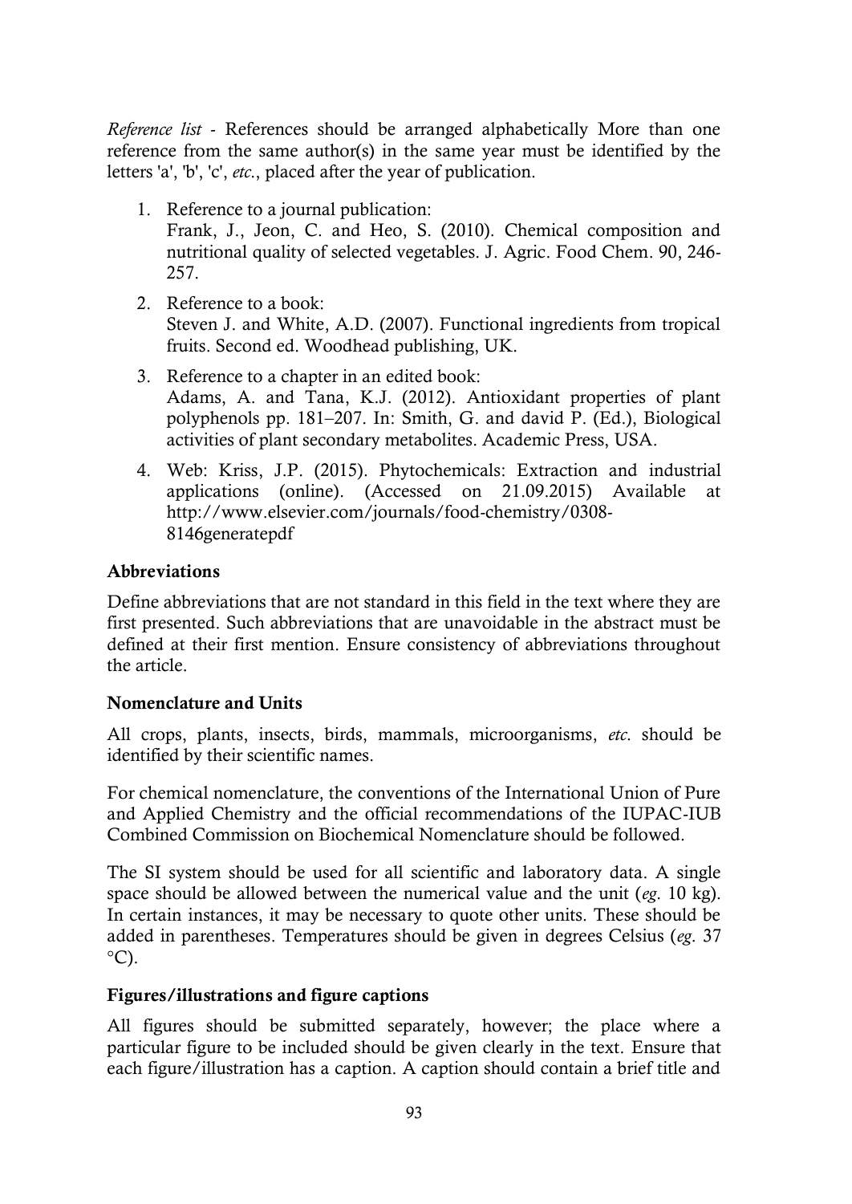*Reference list* - References should be arranged alphabetically More than one reference from the same author(s) in the same year must be identified by the letters 'a', 'b', 'c', *etc.*, placed after the year of publication.

1. Reference to a journal publication:
   Frank, J., Jeon, C. and Heo, S. (2010). Chemical composition and nutritional quality of selected vegetables. J. Agric. Food Chem. 90, 246-257.

2. Reference to a book:
   Steven J. and White, A.D. (2007). Functional ingredients from tropical fruits. Second ed. Woodhead publishing, UK.

3. Reference to a chapter in an edited book:
   Adams, A. and Tana, K.J. (2012). Antioxidant properties of plant polyphenols pp. 181–207. In: Smith, G. and david P. (Ed.), Biological activities of plant secondary metabolites. Academic Press, USA.

4. Web: Kriss, J.P. (2015). Phytochemicals: Extraction and industrial applications (online). (Accessed on 21.09.2015) Available at http://www.elsevier.com/journals/food-chemistry/0308-8146generatepdf

**Abbreviations**

Define abbreviations that are not standard in this field in the text where they are first presented. Such abbreviations that are unavoidable in the abstract must be defined at their first mention. Ensure consistency of abbreviations throughout the article.

**Nomenclature and Units**

All crops, plants, insects, birds, mammals, microorganisms, *etc.* should be identified by their scientific names.

For chemical nomenclature, the conventions of the International Union of Pure and Applied Chemistry and the official recommendations of the IUPAC-IUB Combined Commission on Biochemical Nomenclature should be followed.

The SI system should be used for all scientific and laboratory data. A single space should be allowed between the numerical value and the unit (*eg*. 10 kg). In certain instances, it may be necessary to quote other units. These should be added in parentheses. Temperatures should be given in degrees Celsius (*eg*. 37 °C).

**Figures/illustrations and figure captions**

All figures should be submitted separately, however; the place where a particular figure to be included should be given clearly in the text. Ensure that each figure/illustration has a caption. A caption should contain a brief title and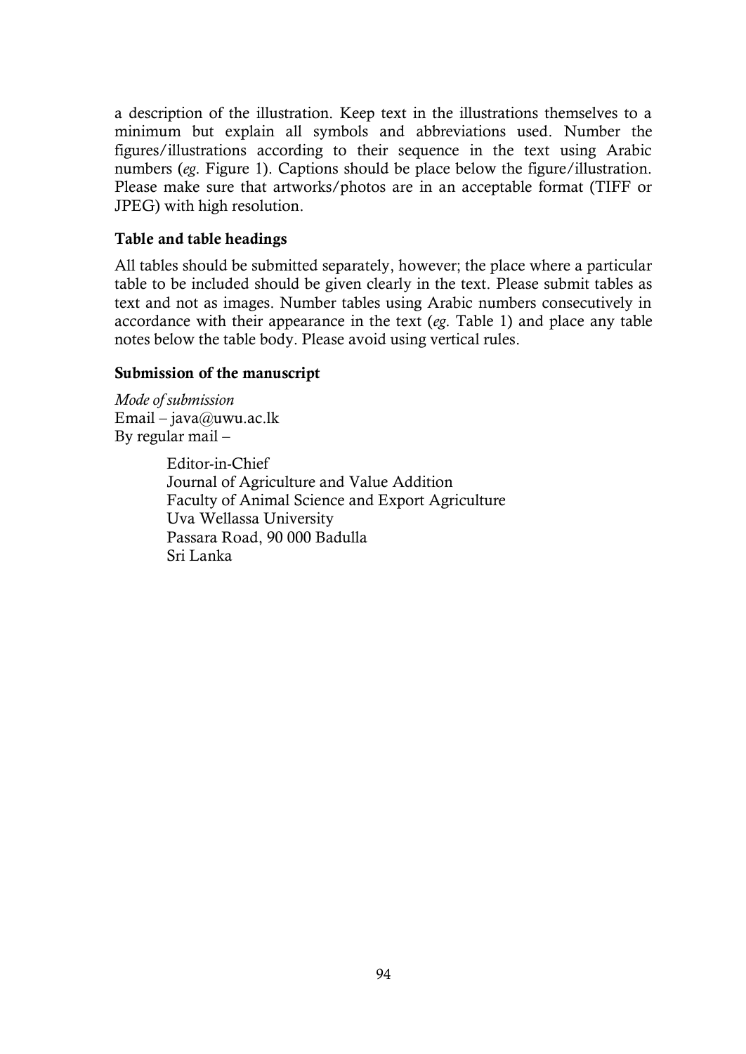a description of the illustration. Keep text in the illustrations themselves to a minimum but explain all symbols and abbreviations used. Number the figures/illustrations according to their sequence in the text using Arabic numbers (*eg*. Figure 1). Captions should be place below the figure/illustration. Please make sure that artworks/photos are in an acceptable format (TIFF or JPEG) with high resolution.

**Table and table headings**

All tables should be submitted separately, however; the place where a particular table to be included should be given clearly in the text. Please submit tables as text and not as images. Number tables using Arabic numbers consecutively in accordance with their appearance in the text (*eg*. Table 1) and place any table notes below the table body. Please avoid using vertical rules.

**Submission of the manuscript**

*Mode of submission*
Email – java@uwu.ac.lk
By regular mail –

> Editor-in-Chief
> Journal of Agriculture and Value Addition
> Faculty of Animal Science and Export Agriculture
> Uva Wellassa University
> Passara Road, 90 000 Badulla
> Sri Lanka